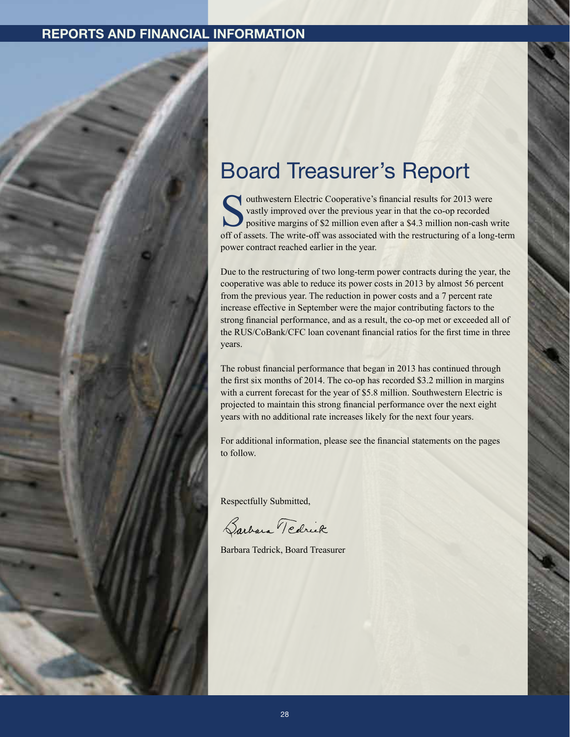# Board Treasurer's Report

Southwestern Electric Cooperative's financial results for 2013 were vastly improved over the previous year in that the co-op recorded positive margins of $2 million even after a $4.3 million non-cash write off of assets. The write-off was associated with the restructuring of a long-term power contract reached earlier in the year.

Due to the restructuring of two long-term power contracts during the year, the cooperative was able to reduce its power costs in 2013 by almost 56 percent from the previous year. The reduction in power costs and a 7 percent rate increase effective in September were the major contributing factors to the strong financial performance, and as a result, the co-op met or exceeded all of the RUS/CoBank/CFC loan covenant financial ratios for the first time in three years.

The robust financial performance that began in 2013 has continued through the first six months of 2014. The co-op has recorded $3.2 million in margins with a current forecast for the year of $5.8 million. Southwestern Electric is projected to maintain this strong financial performance over the next eight years with no additional rate increases likely for the next four years.

For additional information, please see the financial statements on the pages to follow.

Respectfully Submitted,

Barbara Tedrick

Barbara Tedrick, Board Treasurer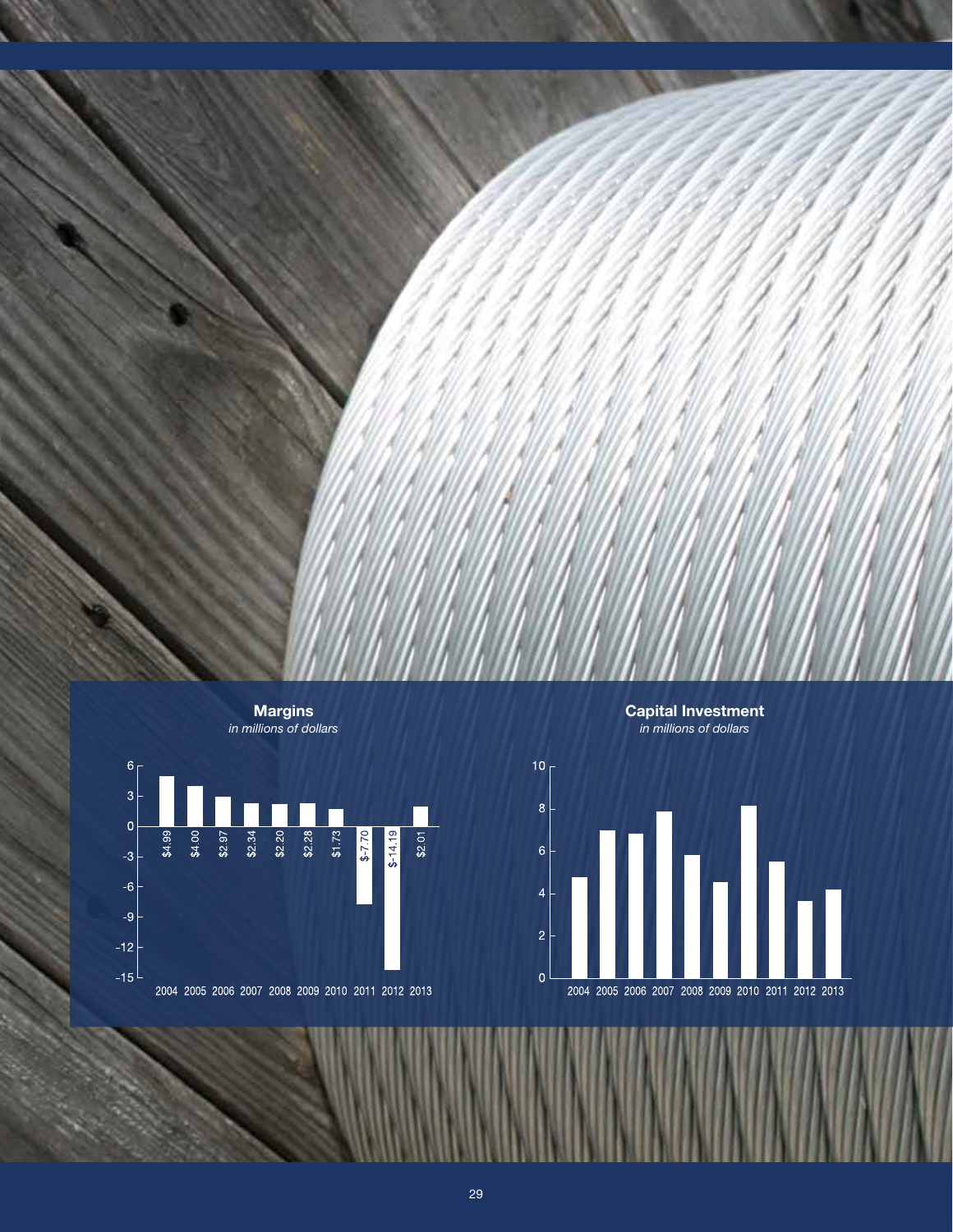## Margins

*in millions of dollars*

| Year | Margins |
| --- | --- |
| 2004 | $4.99 |
| 2005 | $4.00 |
| 2006 | $2.97 |
| 2007 | $2.34 |
| 2008 | $2.20 |
| 2009 | $2.28 |
| 2010 | $1.73 |
| 2011 | $-7.70 |
| 2012 | $-14.19 |
| 2013 | $2.01 |

## Capital Investment

*in millions of dollars*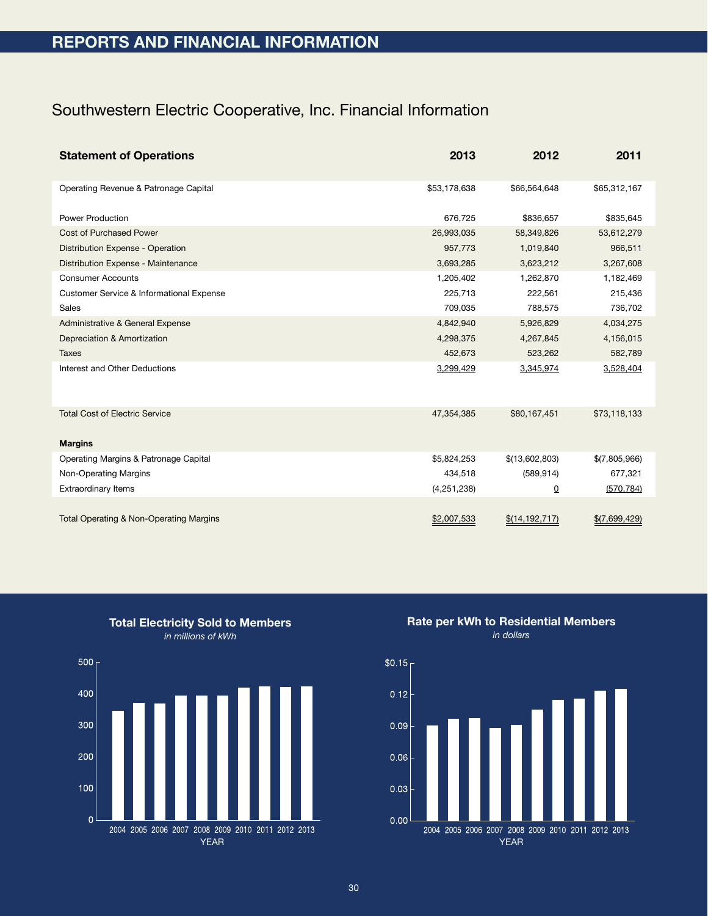# REPORTS AND FINANCIAL INFORMATION

## Southwestern Electric Cooperative, Inc. Financial Information

| **Statement of Operations** | **2013** | **2012** | **2011** |
|---|---|---|---|
| Operating Revenue & Patronage Capital | $53,178,638 | $66,564,648 | $65,312,167 |
| Power Production | 676,725 | $836,657 | $835,645 |
| Cost of Purchased Power | 26,993,035 | 58,349,826 | 53,612,279 |
| Distribution Expense - Operation | 957,773 | 1,019,840 | 966,511 |
| Distribution Expense - Maintenance | 3,693,285 | 3,623,212 | 3,267,608 |
| Consumer Accounts | 1,205,402 | 1,262,870 | 1,182,469 |
| Customer Service & Informational Expense | 225,713 | 222,561 | 215,436 |
| Sales | 709,035 | 788,575 | 736,702 |
| Administrative & General Expense | 4,842,940 | 5,926,829 | 4,034,275 |
| Depreciation & Amortization | 4,298,375 | 4,267,845 | 4,156,015 |
| Taxes | 452,673 | 523,262 | 582,789 |
| Interest and Other Deductions | 3,299,429 | 3,345,974 | 3,528,404 |
| Total Cost of Electric Service | 47,354,385 | $80,167,451 | $73,118,133 |
| **Margins** | | | |
| Operating Margins & Patronage Capital | $5,824,253 | $(13,602,803) | $(7,805,966) |
| Non-Operating Margins | 434,518 | (589,914) | 677,321 |
| Extraordinary Items | (4,251,238) | 0 | (570,784) |
| Total Operating & Non-Operating Margins | $2,007,533 | $(14,192,717) | $(7,699,429) |

**Total Electricity Sold to Members**
*in millions of kWh*

**Rate per kWh to Residential Members**
*in dollars*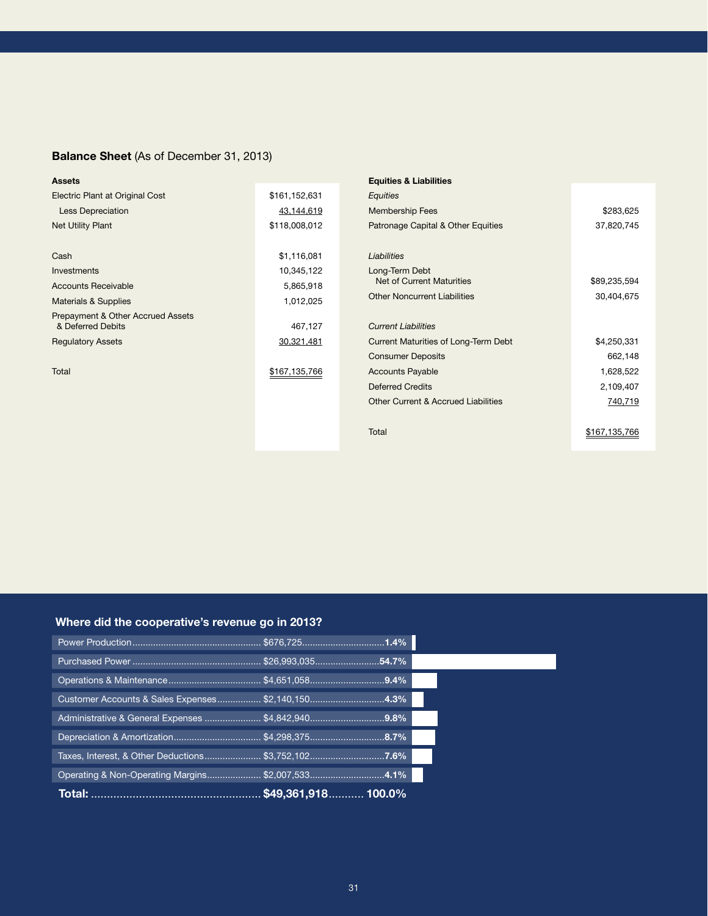## **Balance Sheet** (As of December 31, 2013)

| **Assets** | |
|---|---|
| Electric Plant at Original Cost | $161,152,631 |
| Less Depreciation | 43,144,619 |
| Net Utility Plant | $118,008,012 |
| | |
| Cash | $1,116,081 |
| Investments | 10,345,122 |
| Accounts Receivable | 5,865,918 |
| Materials & Supplies | 1,012,025 |
| Prepayment & Other Accrued Assets & Deferred Debits | 467,127 |
| Regulatory Assets | 30,321,481 |
| | |
| Total | $167,135,766 |

| **Equities & Liabilities** | |
|---|---|
| *Equities* | |
| Membership Fees | $283,625 |
| Patronage Capital & Other Equities | 37,820,745 |
| | |
| *Liabilities* | |
| Long-Term Debt Net of Current Maturities | $89,235,594 |
| Other Noncurrent Liabilities | 30,404,675 |
| | |
| *Current Liabilities* | |
| Current Maturities of Long-Term Debt | $4,250,331 |
| Consumer Deposits | 662,148 |
| Accounts Payable | 1,628,522 |
| Deferred Credits | 2,109,407 |
| Other Current & Accrued Liabilities | 740,719 |
| | |
| Total | $167,135,766 |

## Where did the cooperative's revenue go in 2013?

Power Production .......... $676,725 .......... 1.4%

Purchased Power .......... $26,993,035 .......... 54.7%

Operations & Maintenance .......... $4,651,058 .......... 9.4%

Customer Accounts & Sales Expenses .......... $2,140,150 .......... 4.3%

Administrative & General Expenses .......... $4,842,940 .......... 9.8%

Depreciation & Amortization .......... $4,298,375 .......... 8.7%

Taxes, Interest, & Other Deductions .......... $3,752,102 .......... 7.6%

Operating & Non-Operating Margins .......... $2,007,533 .......... 4.1%

**Total: .......... $49,361,918 .......... 100.0%**